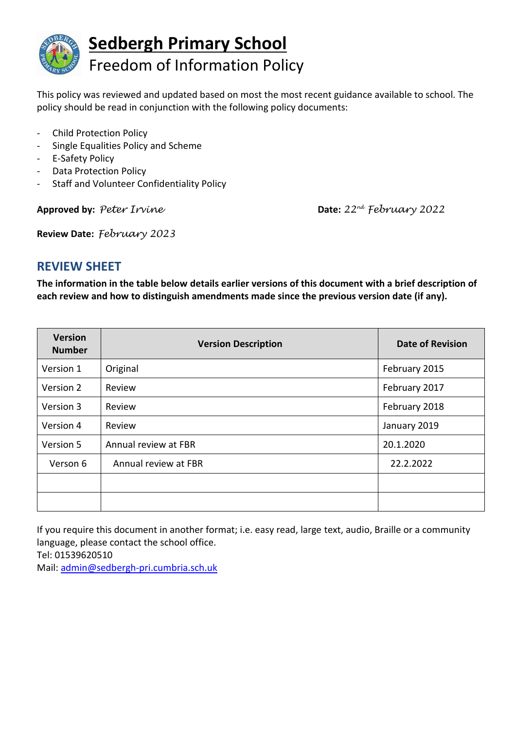# Sedbergh Primary School

## Freedom of Information Policy

This policy was reviewed and updated based on most the most recent guidance available to school. The policy should be read in conjunction with the following policy documents:

- Child Protection Policy
- Single Equalities Policy and Scheme
- E-Safety Policy
- Data Protection Policy
- Staff and Volunteer Confidentiality Policy

**Approved by:** *Peter Irvine* **Date:** *22nd February 2022*

**Review Date:** *February 2023*

## REVIEW SHEET

**The information in the table below details earlier versions of this document with a brief description of each review and how to distinguish amendments made since the previous version date (if any).**

| Version Number | Version Description | Date of Revision |
|---|---|---|
| Version 1 | Original | February 2015 |
| Version 2 | Review | February 2017 |
| Version 3 | Review | February 2018 |
| Version 4 | Review | January 2019 |
| Version 5 | Annual review at FBR | 20.1.2020 |
| Verson 6 | Annual review at FBR | 22.2.2022 |
| | | |
| | | |

If you require this document in another format; i.e. easy read, large text, audio, Braille or a community language, please contact the school office.
Tel: 01539620510
Mail: admin@sedbergh-pri.cumbria.sch.uk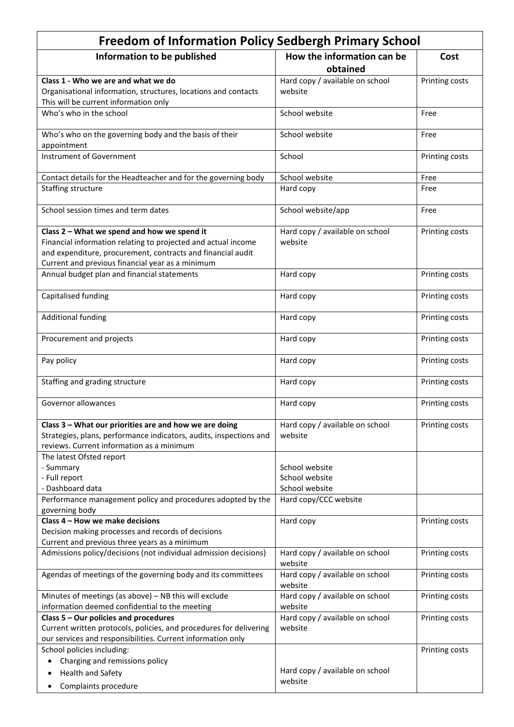# Freedom of Information Policy Sedbergh Primary School

| Information to be published | How the information can be obtained | Cost |
|---|---|---|
| **Class 1 - Who we are and what we do**<br>Organisational information, structures, locations and contacts<br>This will be current information only | Hard copy / available on school website | Printing costs |
| Who's who in the school | School website | Free |
| Who's who on the governing body and the basis of their appointment | School website | Free |
| Instrument of Government | School | Printing costs |
| Contact details for the Headteacher and for the governing body | School website | Free |
| Staffing structure | Hard copy | Free |
| School session times and term dates | School website/app | Free |
| **Class 2 – What we spend and how we spend it**<br>Financial information relating to projected and actual income and expenditure, procurement, contracts and financial audit<br>Current and previous financial year as a minimum | Hard copy / available on school website | Printing costs |
| Annual budget plan and financial statements | Hard copy | Printing costs |
| Capitalised funding | Hard copy | Printing costs |
| Additional funding | Hard copy | Printing costs |
| Procurement and projects | Hard copy | Printing costs |
| Pay policy | Hard copy | Printing costs |
| Staffing and grading structure | Hard copy | Printing costs |
| Governor allowances | Hard copy | Printing costs |
| **Class 3 – What our priorities are and how we are doing**<br>Strategies, plans, performance indicators, audits, inspections and reviews. Current information as a minimum | Hard copy / available on school website | Printing costs |
| The latest Ofsted report<br>- Summary<br>- Full report<br>- Dashboard data | <br>School website<br>School website<br>School website | |
| Performance management policy and procedures adopted by the governing body | Hard copy/CCC website | |
| **Class 4 – How we make decisions**<br>Decision making processes and records of decisions<br>Current and previous three years as a minimum | Hard copy | Printing costs |
| Admissions policy/decisions (not individual admission decisions) | Hard copy / available on school website | Printing costs |
| Agendas of meetings of the governing body and its committees | Hard copy / available on school website | Printing costs |
| Minutes of meetings (as above) – NB this will exclude information deemed confidential to the meeting | Hard copy / available on school website | Printing costs |
| **Class 5 – Our policies and procedures**<br>Current written protocols, policies, and procedures for delivering our services and responsibilities. Current information only | Hard copy / available on school website | Printing costs |
| School policies including:<br>• Charging and remissions policy<br>• Health and Safety<br>• Complaints procedure | Hard copy / available on school website | Printing costs |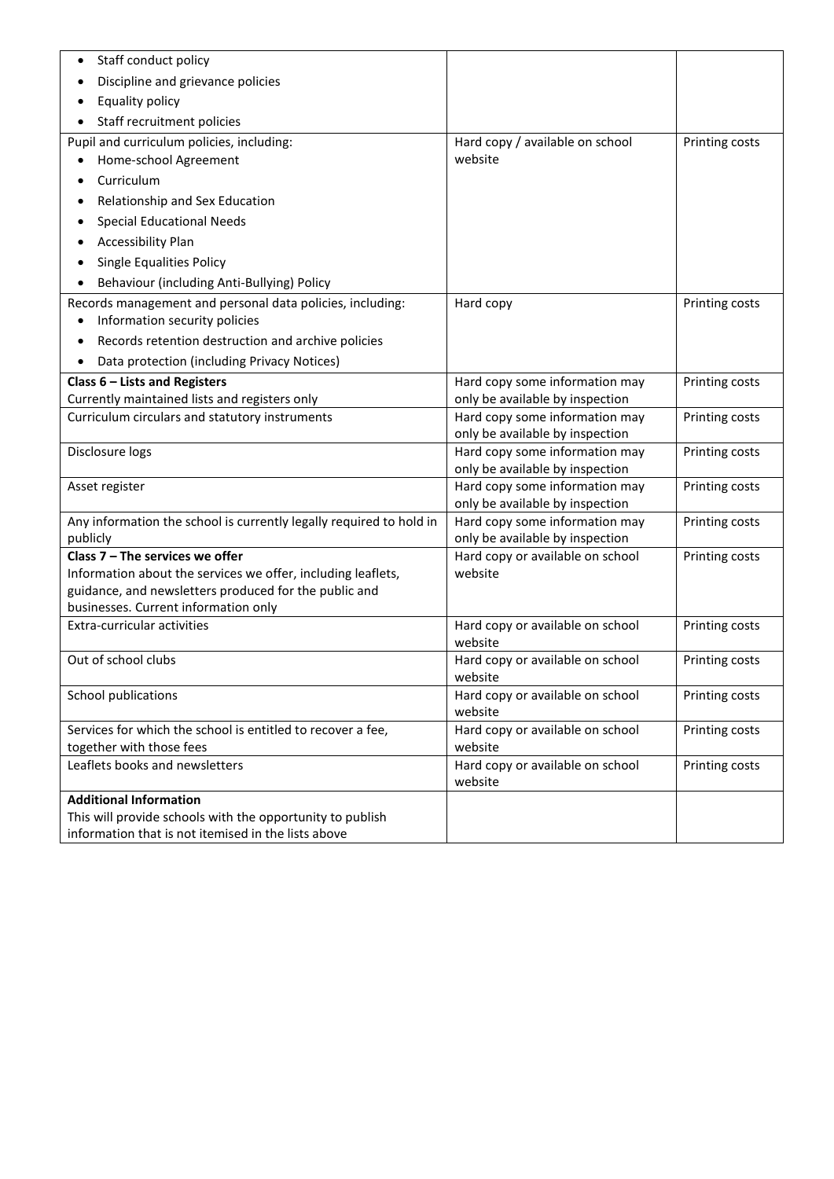| | | |
|---|---|---|
| • Staff conduct policy<br>• Discipline and grievance policies<br>• Equality policy<br>• Staff recruitment policies | | |
| Pupil and curriculum policies, including:<br>• Home-school Agreement<br>• Curriculum<br>• Relationship and Sex Education<br>• Special Educational Needs<br>• Accessibility Plan<br>• Single Equalities Policy<br>• Behaviour (including Anti-Bullying) Policy | Hard copy / available on school website | Printing costs |
| Records management and personal data policies, including:<br>• Information security policies<br>• Records retention destruction and archive policies<br>• Data protection (including Privacy Notices) | Hard copy | Printing costs |
| **Class 6 – Lists and Registers**<br>Currently maintained lists and registers only | Hard copy some information may only be available by inspection | Printing costs |
| Curriculum circulars and statutory instruments | Hard copy some information may only be available by inspection | Printing costs |
| Disclosure logs | Hard copy some information may only be available by inspection | Printing costs |
| Asset register | Hard copy some information may only be available by inspection | Printing costs |
| Any information the school is currently legally required to hold in publicly | Hard copy some information may only be available by inspection | Printing costs |
| **Class 7 – The services we offer**<br>Information about the services we offer, including leaflets, guidance, and newsletters produced for the public and businesses. Current information only | Hard copy or available on school website | Printing costs |
| Extra-curricular activities | Hard copy or available on school website | Printing costs |
| Out of school clubs | Hard copy or available on school website | Printing costs |
| School publications | Hard copy or available on school website | Printing costs |
| Services for which the school is entitled to recover a fee, together with those fees | Hard copy or available on school website | Printing costs |
| Leaflets books and newsletters | Hard copy or available on school website | Printing costs |
| **Additional Information**<br>This will provide schools with the opportunity to publish information that is not itemised in the lists above | | |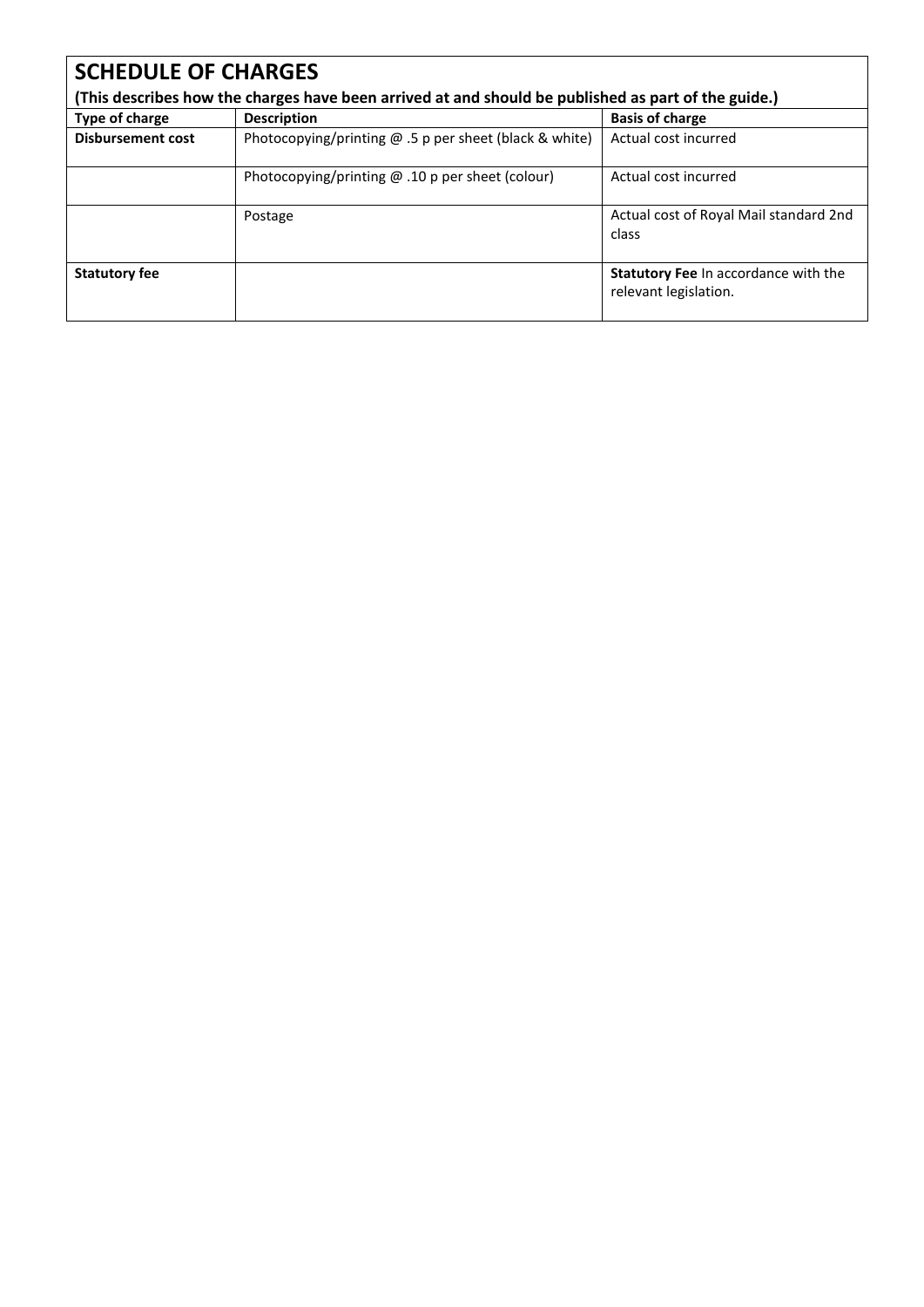## SCHEDULE OF CHARGES

**(This describes how the charges have been arrived at and should be published as part of the guide.)**

| Type of charge | Description | Basis of charge |
|---|---|---|
| **Disbursement cost** | Photocopying/printing @ .5 p per sheet (black & white) | Actual cost incurred |
| | Photocopying/printing @ .10 p per sheet (colour) | Actual cost incurred |
| | Postage | Actual cost of Royal Mail standard 2nd class |
| **Statutory fee** | | **Statutory Fee** In accordance with the relevant legislation. |